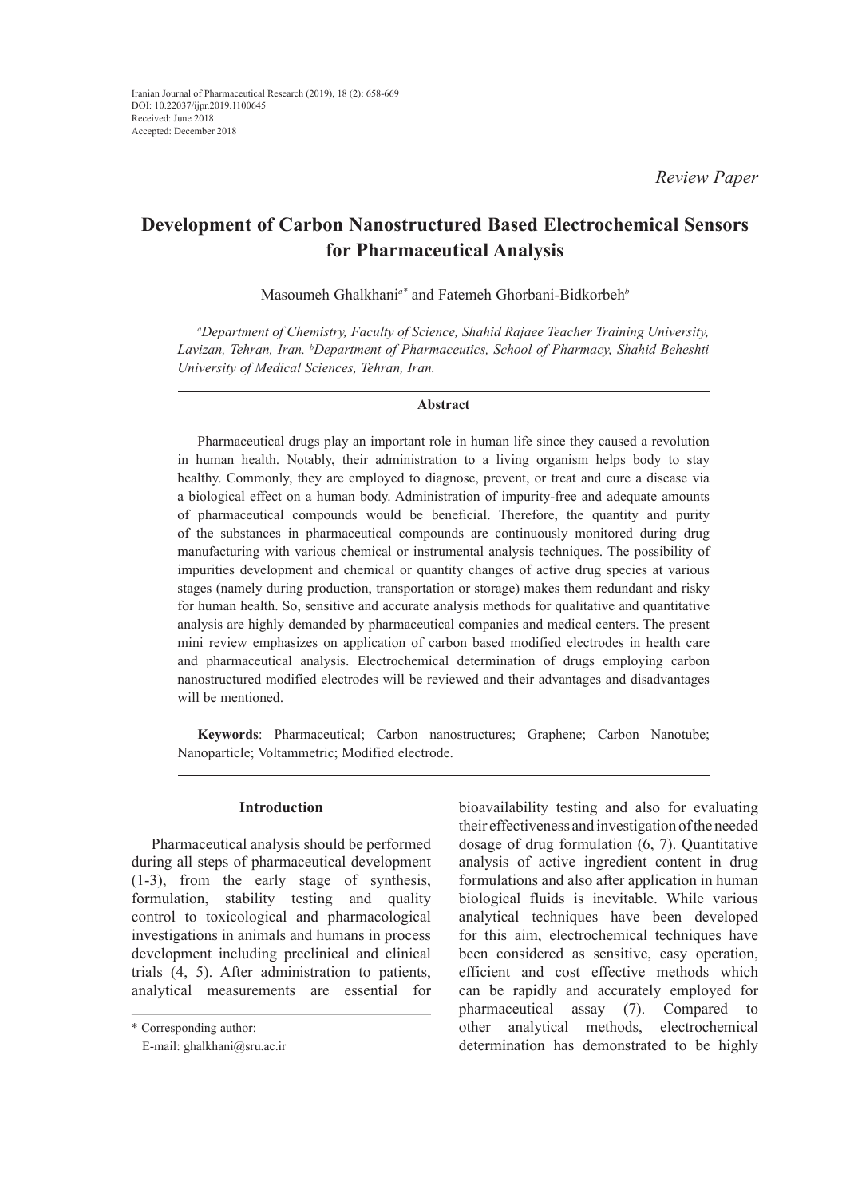Iranian Journal of Pharmaceutical Research (2019), 18 (2): 658-669
DOI: 10.22037/ijpr.2019.1100645
Received: June 2018
Accepted: December 2018

*Review Paper*

# Development of Carbon Nanostructured Based Electrochemical Sensors for Pharmaceutical Analysis

Masoumeh Ghalkhani[a*] and Fatemeh Ghorbani-Bidkorbeh[b]

[a]*Department of Chemistry, Faculty of Science, Shahid Rajaee Teacher Training University, Lavizan, Tehran, Iran.* [b]*Department of Pharmaceutics, School of Pharmacy, Shahid Beheshti University of Medical Sciences, Tehran, Iran.*

## Abstract

Pharmaceutical drugs play an important role in human life since they caused a revolution in human health. Notably, their administration to a living organism helps body to stay healthy. Commonly, they are employed to diagnose, prevent, or treat and cure a disease via a biological effect on a human body. Administration of impurity-free and adequate amounts of pharmaceutical compounds would be beneficial. Therefore, the quantity and purity of the substances in pharmaceutical compounds are continuously monitored during drug manufacturing with various chemical or instrumental analysis techniques. The possibility of impurities development and chemical or quantity changes of active drug species at various stages (namely during production, transportation or storage) makes them redundant and risky for human health. So, sensitive and accurate analysis methods for qualitative and quantitative analysis are highly demanded by pharmaceutical companies and medical centers. The present mini review emphasizes on application of carbon based modified electrodes in health care and pharmaceutical analysis. Electrochemical determination of drugs employing carbon nanostructured modified electrodes will be reviewed and their advantages and disadvantages will be mentioned.

**Keywords**: Pharmaceutical; Carbon nanostructures; Graphene; Carbon Nanotube; Nanoparticle; Voltammetric; Modified electrode.

## Introduction

Pharmaceutical analysis should be performed during all steps of pharmaceutical development (1-3), from the early stage of synthesis, formulation, stability testing and quality control to toxicological and pharmacological investigations in animals and humans in process development including preclinical and clinical trials (4, 5). After administration to patients, analytical measurements are essential for bioavailability testing and also for evaluating their effectiveness and investigation of the needed dosage of drug formulation (6, 7). Quantitative analysis of active ingredient content in drug formulations and also after application in human biological fluids is inevitable. While various analytical techniques have been developed for this aim, electrochemical techniques have been considered as sensitive, easy operation, efficient and cost effective methods which can be rapidly and accurately employed for pharmaceutical assay (7). Compared to other analytical methods, electrochemical determination has demonstrated to be highly

\* Corresponding author:
E-mail: ghalkhani@sru.ac.ir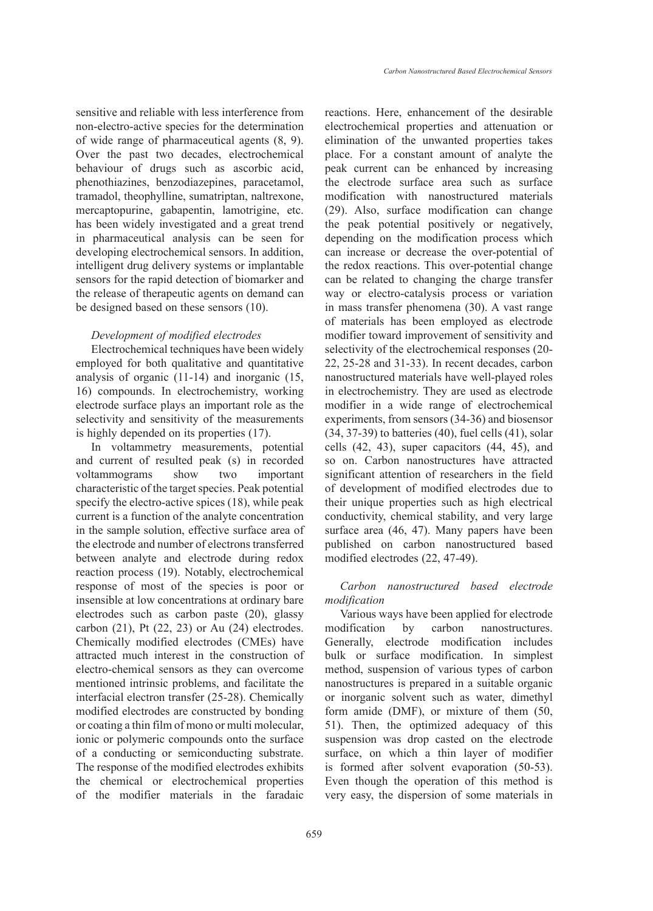sensitive and reliable with less interference from non-electro-active species for the determination of wide range of pharmaceutical agents (8, 9). Over the past two decades, electrochemical behaviour of drugs such as ascorbic acid, phenothiazines, benzodiazepines, paracetamol, tramadol, theophylline, sumatriptan, naltrexone, mercaptopurine, gabapentin, lamotrigine, etc. has been widely investigated and a great trend in pharmaceutical analysis can be seen for developing electrochemical sensors. In addition, intelligent drug delivery systems or implantable sensors for the rapid detection of biomarker and the release of therapeutic agents on demand can be designed based on these sensors (10).

*Development of modified electrodes*

Electrochemical techniques have been widely employed for both qualitative and quantitative analysis of organic (11-14) and inorganic (15, 16) compounds. In electrochemistry, working electrode surface plays an important role as the selectivity and sensitivity of the measurements is highly depended on its properties (17).

In voltammetry measurements, potential and current of resulted peak (s) in recorded voltammograms show two important characteristic of the target species. Peak potential specify the electro-active spices (18), while peak current is a function of the analyte concentration in the sample solution, effective surface area of the electrode and number of electrons transferred between analyte and electrode during redox reaction process (19). Notably, electrochemical response of most of the species is poor or insensible at low concentrations at ordinary bare electrodes such as carbon paste (20), glassy carbon (21), Pt (22, 23) or Au (24) electrodes. Chemically modified electrodes (CMEs) have attracted much interest in the construction of electro-chemical sensors as they can overcome mentioned intrinsic problems, and facilitate the interfacial electron transfer (25-28). Chemically modified electrodes are constructed by bonding or coating a thin film of mono or multi molecular, ionic or polymeric compounds onto the surface of a conducting or semiconducting substrate. The response of the modified electrodes exhibits the chemical or electrochemical properties of the modifier materials in the faradaic reactions. Here, enhancement of the desirable electrochemical properties and attenuation or elimination of the unwanted properties takes place. For a constant amount of analyte the peak current can be enhanced by increasing the electrode surface area such as surface modification with nanostructured materials (29). Also, surface modification can change the peak potential positively or negatively, depending on the modification process which can increase or decrease the over-potential of the redox reactions. This over-potential change can be related to changing the charge transfer way or electro-catalysis process or variation in mass transfer phenomena (30). A vast range of materials has been employed as electrode modifier toward improvement of sensitivity and selectivity of the electrochemical responses (20-22, 25-28 and 31-33). In recent decades, carbon nanostructured materials have well-played roles in electrochemistry. They are used as electrode modifier in a wide range of electrochemical experiments, from sensors (34-36) and biosensor (34, 37-39) to batteries (40), fuel cells (41), solar cells (42, 43), super capacitors (44, 45), and so on. Carbon nanostructures have attracted significant attention of researchers in the field of development of modified electrodes due to their unique properties such as high electrical conductivity, chemical stability, and very large surface area (46, 47). Many papers have been published on carbon nanostructured based modified electrodes (22, 47-49).

*Carbon nanostructured based electrode modification*

Various ways have been applied for electrode modification by carbon nanostructures. Generally, electrode modification includes bulk or surface modification. In simplest method, suspension of various types of carbon nanostructures is prepared in a suitable organic or inorganic solvent such as water, dimethyl form amide (DMF), or mixture of them (50, 51). Then, the optimized adequacy of this suspension was drop casted on the electrode surface, on which a thin layer of modifier is formed after solvent evaporation (50-53). Even though the operation of this method is very easy, the dispersion of some materials in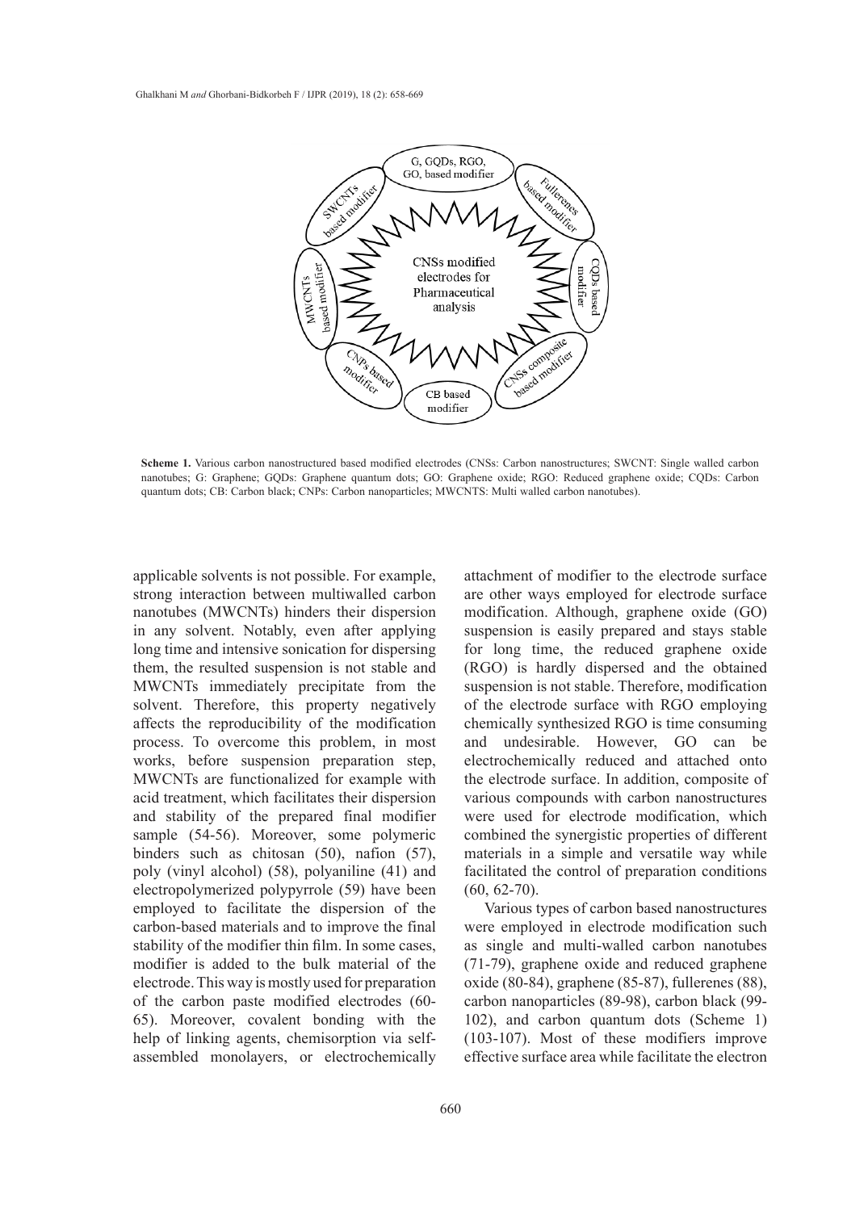**Scheme 1.** Various carbon nanostructured based modified electrodes (CNSs: Carbon nanostructures; SWCNT: Single walled carbon nanotubes; G: Graphene; GQDs: Graphene quantum dots; GO: Graphene oxide; RGO: Reduced graphene oxide; CQDs: Carbon quantum dots; CB: Carbon black; CNPs: Carbon nanoparticles; MWCNTS: Multi walled carbon nanotubes).

applicable solvents is not possible. For example, strong interaction between multiwalled carbon nanotubes (MWCNTs) hinders their dispersion in any solvent. Notably, even after applying long time and intensive sonication for dispersing them, the resulted suspension is not stable and MWCNTs immediately precipitate from the solvent. Therefore, this property negatively affects the reproducibility of the modification process. To overcome this problem, in most works, before suspension preparation step, MWCNTs are functionalized for example with acid treatment, which facilitates their dispersion and stability of the prepared final modifier sample (54-56). Moreover, some polymeric binders such as chitosan (50), nafion (57), poly (vinyl alcohol) (58), polyaniline (41) and electropolymerized polypyrrole (59) have been employed to facilitate the dispersion of the carbon-based materials and to improve the final stability of the modifier thin film. In some cases, modifier is added to the bulk material of the electrode. This way is mostly used for preparation of the carbon paste modified electrodes (60-65). Moreover, covalent bonding with the help of linking agents, chemisorption via self-assembled monolayers, or electrochemically attachment of modifier to the electrode surface are other ways employed for electrode surface modification. Although, graphene oxide (GO) suspension is easily prepared and stays stable for long time, the reduced graphene oxide (RGO) is hardly dispersed and the obtained suspension is not stable. Therefore, modification of the electrode surface with RGO employing chemically synthesized RGO is time consuming and undesirable. However, GO can be electrochemically reduced and attached onto the electrode surface. In addition, composite of various compounds with carbon nanostructures were used for electrode modification, which combined the synergistic properties of different materials in a simple and versatile way while facilitated the control of preparation conditions (60, 62-70).

Various types of carbon based nanostructures were employed in electrode modification such as single and multi-walled carbon nanotubes (71-79), graphene oxide and reduced graphene oxide (80-84), graphene (85-87), fullerenes (88), carbon nanoparticles (89-98), carbon black (99-102), and carbon quantum dots (Scheme 1) (103-107). Most of these modifiers improve effective surface area while facilitate the electron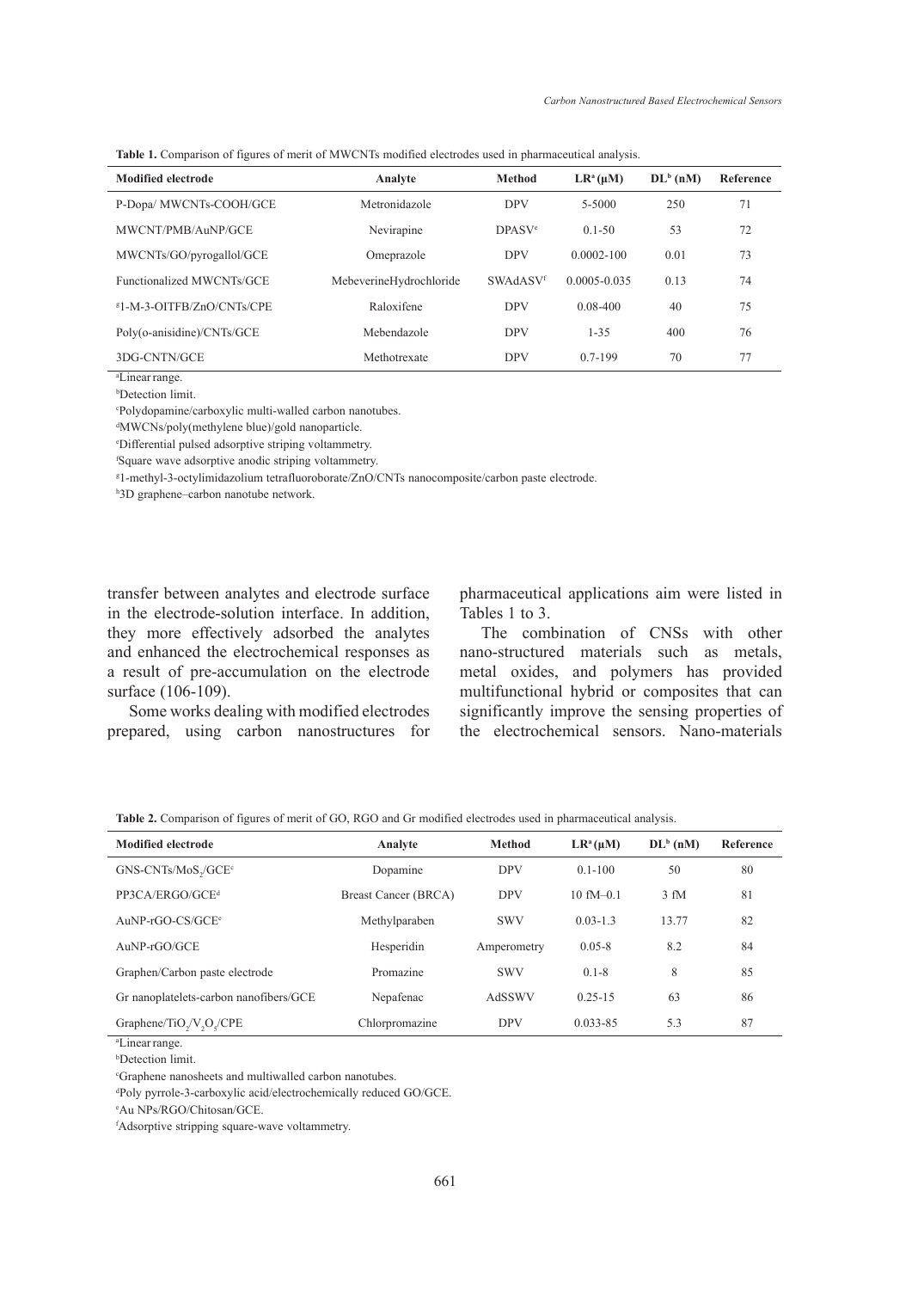**Table 1.** Comparison of figures of merit of MWCNTs modified electrodes used in pharmaceutical analysis.

| Modified electrode | Analyte | Method | LR[a] (μM) | DL[b] (nM) | Reference |
|---|---|---|---|---|---|
| P-Dopa/ MWCNTs-COOH/GCE | Metronidazole | DPV | 5-5000 | 250 | 71 |
| MWCNT/PMB/AuNP/GCE | Nevirapine | DPASV[e] | 0.1-50 | 53 | 72 |
| MWCNTs/GO/pyrogallol/GCE | Omeprazole | DPV | 0.0002-100 | 0.01 | 73 |
| Functionalized MWCNTs/GCE | MebeverineHydrochloride | SWAdASV[f] | 0.0005-0.035 | 0.13 | 74 |
| [g]1-M-3-OITFB/ZnO/CNTs/CPE | Raloxifene | DPV | 0.08-400 | 40 | 75 |
| Poly(o-anisidine)/CNTs/GCE | Mebendazole | DPV | 1-35 | 400 | 76 |
| 3DG-CNTN/GCE | Methotrexate | DPV | 0.7-199 | 70 | 77 |

[a]Linear range.

[b]Detection limit.

[c]Polydopamine/carboxylic multi-walled carbon nanotubes.

[d]MWCNs/poly(methylene blue)/gold nanoparticle.

[e]Differential pulsed adsorptive striping voltammetry.

[f]Square wave adsorptive anodic striping voltammetry.

[g]1-methyl-3-octylimidazolium tetrafluoroborate/ZnO/CNTs nanocomposite/carbon paste electrode.

[h]3D graphene–carbon nanotube network.

transfer between analytes and electrode surface in the electrode-solution interface. In addition, they more effectively adsorbed the analytes and enhanced the electrochemical responses as a result of pre-accumulation on the electrode surface (106-109).

Some works dealing with modified electrodes prepared, using carbon nanostructures for pharmaceutical applications aim were listed in Tables 1 to 3.

The combination of CNSs with other nano-structured materials such as metals, metal oxides, and polymers has provided multifunctional hybrid or composites that can significantly improve the sensing properties of the electrochemical sensors. Nano-materials

**Table 2.** Comparison of figures of merit of GO, RGO and Gr modified electrodes used in pharmaceutical analysis.

| Modified electrode | Analyte | Method | LR[a] (μM) | DL[b] (nM) | Reference |
|---|---|---|---|---|---|
| GNS-CNTs/$MoS_2$/GCE[c] | Dopamine | DPV | 0.1-100 | 50 | 80 |
| PP3CA/ERGO/GCE[d] | Breast Cancer (BRCA) | DPV | 10 fM–0.1 | 3 fM | 81 |
| AuNP-rGO-CS/GCE[e] | Methylparaben | SWV | 0.03-1.3 | 13.77 | 82 |
| AuNP-rGO/GCE | Hesperidin | Amperometry | 0.05-8 | 8.2 | 84 |
| Graphen/Carbon paste electrode | Promazine | SWV | 0.1-8 | 8 | 85 |
| Gr nanoplatelets-carbon nanofibers/GCE | Nepafenac | AdSSWV | 0.25-15 | 63 | 86 |
| Graphene/$TiO_2$/$V_2O_5$/CPE | Chlorpromazine | DPV | 0.033-85 | 5.3 | 87 |

[a]Linear range.

[b]Detection limit.

[c]Graphene nanosheets and multiwalled carbon nanotubes.

[d]Poly pyrrole-3-carboxylic acid/electrochemically reduced GO/GCE.

[e]Au NPs/RGO/Chitosan/GCE.

[f]Adsorptive stripping square-wave voltammetry.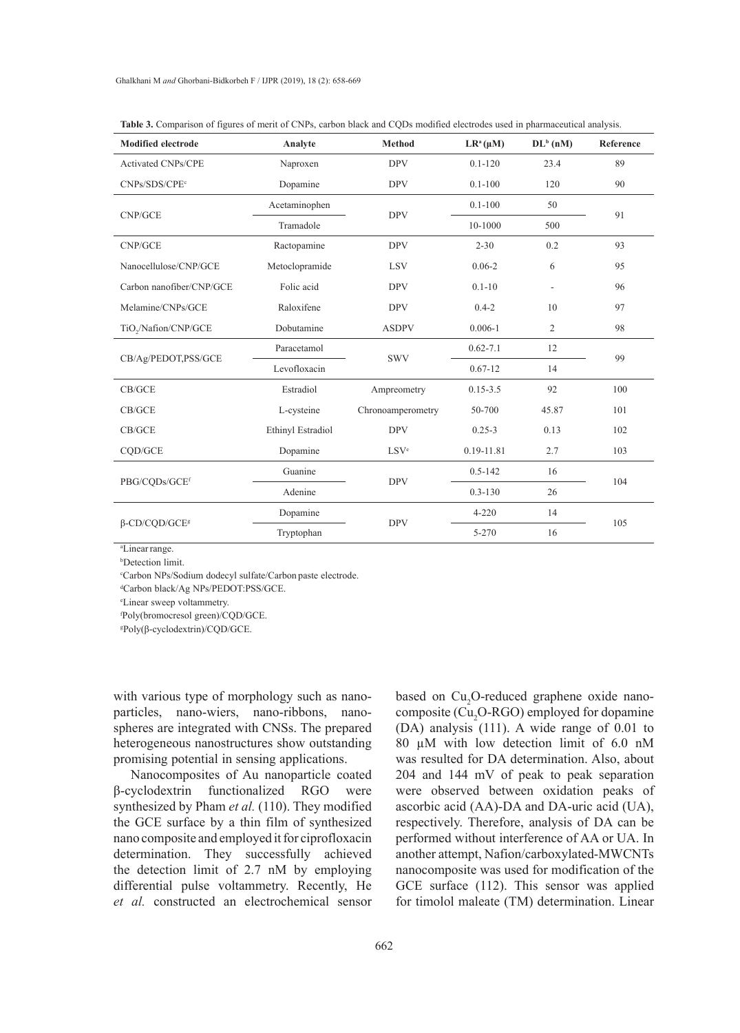**Table 3.** Comparison of figures of merit of CNPs, carbon black and CQDs modified electrodes used in pharmaceutical analysis.

| Modified electrode | Analyte | Method | LR[a] (µM) | DL[b] (nM) | Reference |
|---|---|---|---|---|---|
| Activated CNPs/CPE | Naproxen | DPV | 0.1-120 | 23.4 | 89 |
| CNPs/SDS/CPE[c] | Dopamine | DPV | 0.1-100 | 120 | 90 |
| CNP/GCE | Acetaminophen | DPV | 0.1-100 | 50 | 91 |
| | Tramadole | | 10-1000 | 500 | |
| CNP/GCE | Ractopamine | DPV | 2-30 | 0.2 | 93 |
| Nanocellulose/CNP/GCE | Metoclopramide | LSV | 0.06-2 | 6 | 95 |
| Carbon nanofiber/CNP/GCE | Folic acid | DPV | 0.1-10 | - | 96 |
| Melamine/CNPs/GCE | Raloxifene | DPV | 0.4-2 | 10 | 97 |
| $TiO_2$/Nafion/CNP/GCE | Dobutamine | ASDPV | 0.006-1 | 2 | 98 |
| CB/Ag/PEDOT,PSS/GCE | Paracetamol | SWV | 0.62-7.1 | 12 | 99 |
| | Levofloxacin | | 0.67-12 | 14 | |
| CB/GCE | Estradiol | Ampreometry | 0.15-3.5 | 92 | 100 |
| CB/GCE | L-cysteine | Chronoamperometry | 50-700 | 45.87 | 101 |
| CB/GCE | Ethinyl Estradiol | DPV | 0.25-3 | 0.13 | 102 |
| CQD/GCE | Dopamine | LSV[e] | 0.19-11.81 | 2.7 | 103 |
| PBG/CQDs/GCE[f] | Guanine | DPV | 0.5-142 | 16 | 104 |
| | Adenine | | 0.3-130 | 26 | |
| β-CD/CQD/GCE[g] | Dopamine | DPV | 4-220 | 14 | 105 |
| | Tryptophan | | 5-270 | 16 | |

[a]Linear range.
[b]Detection limit.
[c]Carbon NPs/Sodium dodecyl sulfate/Carbon paste electrode.
[d]Carbon black/Ag NPs/PEDOT:PSS/GCE.
[e]Linear sweep voltammetry.
[f]Poly(bromocresol green)/CQD/GCE.
[g]Poly(β-cyclodextrin)/CQD/GCE.

with various type of morphology such as nano-particles, nano-wiers, nano-ribbons, nano-spheres are integrated with CNSs. The prepared heterogeneous nanostructures show outstanding promising potential in sensing applications.

Nanocomposites of Au nanoparticle coated β-cyclodextrin functionalized RGO were synthesized by Pham *et al.* (110). They modified the GCE surface by a thin film of synthesized nano composite and employed it for ciprofloxacin determination. They successfully achieved the detection limit of 2.7 nM by employing differential pulse voltammetry. Recently, He *et al.* constructed an electrochemical sensor based on $Cu_2O$-reduced graphene oxide nano-composite ($Cu_2O$-RGO) employed for dopamine (DA) analysis (111). A wide range of 0.01 to 80 µM with low detection limit of 6.0 nM was resulted for DA determination. Also, about 204 and 144 mV of peak to peak separation were observed between oxidation peaks of ascorbic acid (AA)-DA and DA-uric acid (UA), respectively. Therefore, analysis of DA can be performed without interference of AA or UA. In another attempt, Nafion/carboxylated-MWCNTs nanocomposite was used for modification of the GCE surface (112). This sensor was applied for timolol maleate (TM) determination. Linear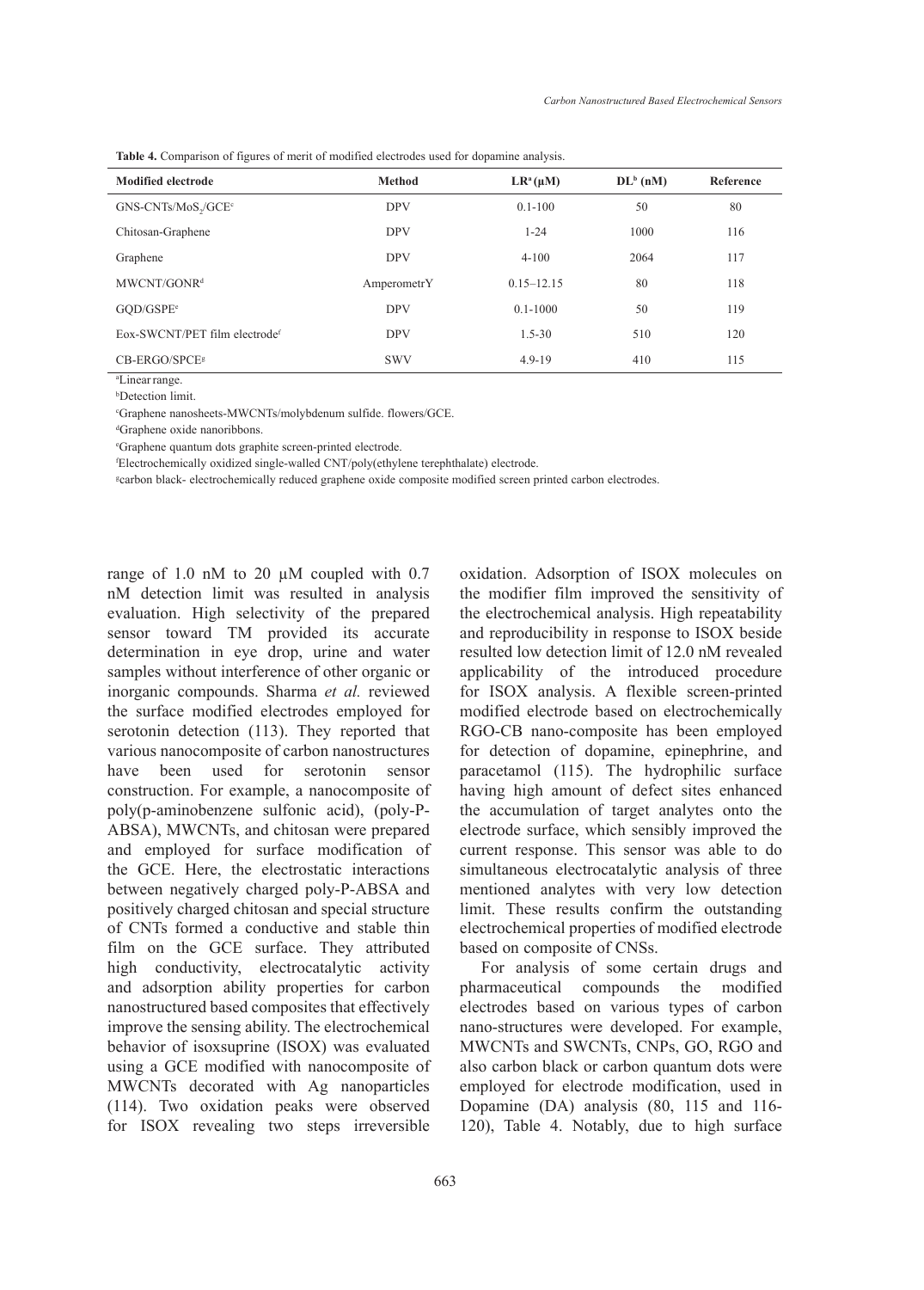**Table 4.** Comparison of figures of merit of modified electrodes used for dopamine analysis.

| Modified electrode | Method | LR[a] (μM) | DL[b] (nM) | Reference |
|---|---|---|---|---|
| GNS-CNTs/$MoS_2$/GCE[c] | DPV | 0.1-100 | 50 | 80 |
| Chitosan-Graphene | DPV | 1-24 | 1000 | 116 |
| Graphene | DPV | 4-100 | 2064 | 117 |
| MWCNT/GONR[d] | AmperometrY | 0.15–12.15 | 80 | 118 |
| GQD/GSPE[e] | DPV | 0.1-1000 | 50 | 119 |
| Eox-SWCNT/PET film electrode[f] | DPV | 1.5-30 | 510 | 120 |
| CB-ERGO/SPCE[g] | SWV | 4.9-19 | 410 | 115 |

[a]Linear range.
[b]Detection limit.
[c]Graphene nanosheets-MWCNTs/molybdenum sulfide. flowers/GCE.
[d]Graphene oxide nanoribbons.
[e]Graphene quantum dots graphite screen-printed electrode.
[f]Electrochemically oxidized single-walled CNT/poly(ethylene terephthalate) electrode.
[g]carbon black- electrochemically reduced graphene oxide composite modified screen printed carbon electrodes.

range of 1.0 nM to 20 µM coupled with 0.7 nM detection limit was resulted in analysis evaluation. High selectivity of the prepared sensor toward TM provided its accurate determination in eye drop, urine and water samples without interference of other organic or inorganic compounds. Sharma *et al.* reviewed the surface modified electrodes employed for serotonin detection (113). They reported that various nanocomposite of carbon nanostructures have been used for serotonin sensor construction. For example, a nanocomposite of poly(p-aminobenzene sulfonic acid), (poly-P-ABSA), MWCNTs, and chitosan were prepared and employed for surface modification of the GCE. Here, the electrostatic interactions between negatively charged poly-P-ABSA and positively charged chitosan and special structure of CNTs formed a conductive and stable thin film on the GCE surface. They attributed high conductivity, electrocatalytic activity and adsorption ability properties for carbon nanostructured based composites that effectively improve the sensing ability. The electrochemical behavior of isoxsuprine (ISOX) was evaluated using a GCE modified with nanocomposite of MWCNTs decorated with Ag nanoparticles (114). Two oxidation peaks were observed for ISOX revealing two steps irreversible oxidation. Adsorption of ISOX molecules on the modifier film improved the sensitivity of the electrochemical analysis. High repeatability and reproducibility in response to ISOX beside resulted low detection limit of 12.0 nM revealed applicability of the introduced procedure for ISOX analysis. A flexible screen-printed modified electrode based on electrochemically RGO-CB nano-composite has been employed for detection of dopamine, epinephrine, and paracetamol (115). The hydrophilic surface having high amount of defect sites enhanced the accumulation of target analytes onto the electrode surface, which sensibly improved the current response. This sensor was able to do simultaneous electrocatalytic analysis of three mentioned analytes with very low detection limit. These results confirm the outstanding electrochemical properties of modified electrode based on composite of CNSs.

For analysis of some certain drugs and pharmaceutical compounds the modified electrodes based on various types of carbon nano-structures were developed. For example, MWCNTs and SWCNTs, CNPs, GO, RGO and also carbon black or carbon quantum dots were employed for electrode modification, used in Dopamine (DA) analysis (80, 115 and 116-120), Table 4. Notably, due to high surface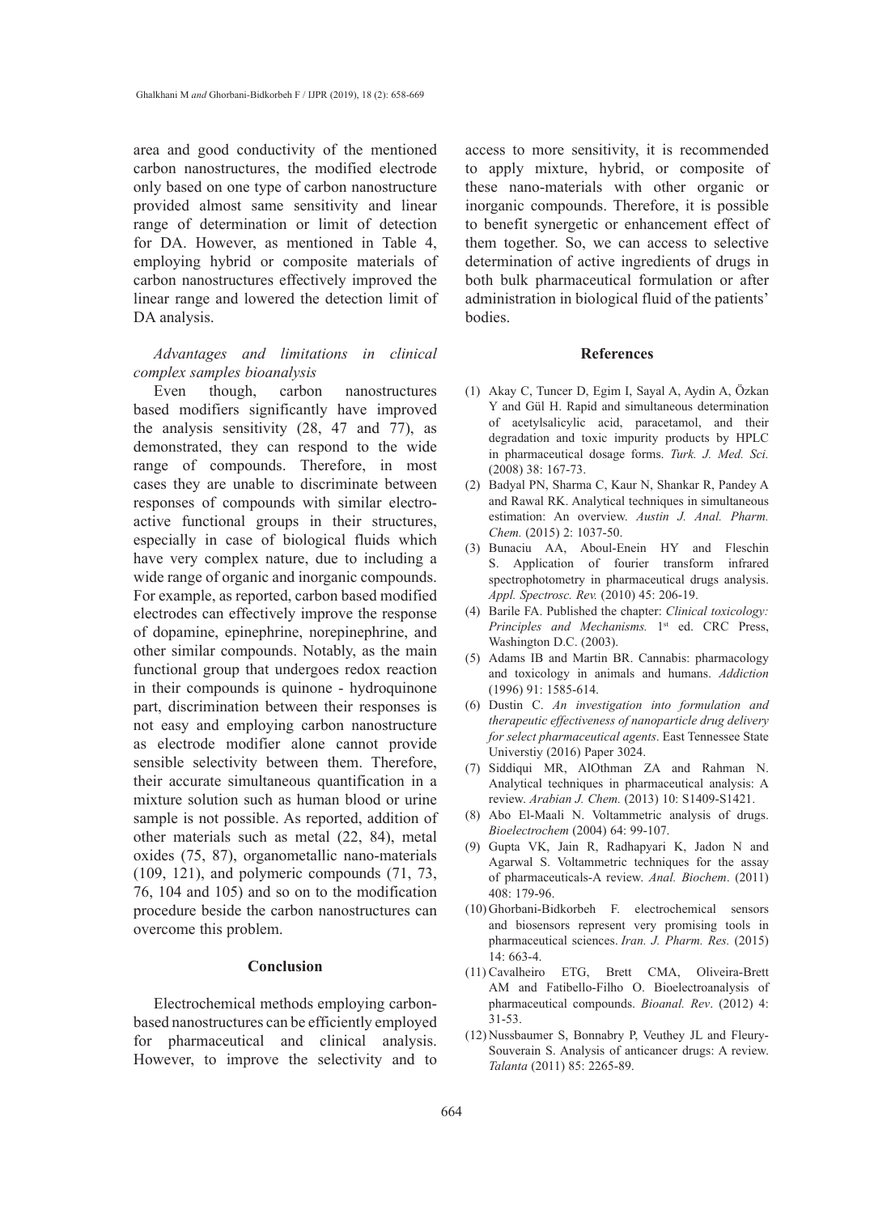area and good conductivity of the mentioned carbon nanostructures, the modified electrode only based on one type of carbon nanostructure provided almost same sensitivity and linear range of determination or limit of detection for DA. However, as mentioned in Table 4, employing hybrid or composite materials of carbon nanostructures effectively improved the linear range and lowered the detection limit of DA analysis.

*Advantages and limitations in clinical complex samples bioanalysis*

Even though, carbon nanostructures based modifiers significantly have improved the analysis sensitivity (28, 47 and 77), as demonstrated, they can respond to the wide range of compounds. Therefore, in most cases they are unable to discriminate between responses of compounds with similar electro-active functional groups in their structures, especially in case of biological fluids which have very complex nature, due to including a wide range of organic and inorganic compounds. For example, as reported, carbon based modified electrodes can effectively improve the response of dopamine, epinephrine, norepinephrine, and other similar compounds. Notably, as the main functional group that undergoes redox reaction in their compounds is quinone - hydroquinone part, discrimination between their responses is not easy and employing carbon nanostructure as electrode modifier alone cannot provide sensible selectivity between them. Therefore, their accurate simultaneous quantification in a mixture solution such as human blood or urine sample is not possible. As reported, addition of other materials such as metal (22, 84), metal oxides (75, 87), organometallic nano-materials (109, 121), and polymeric compounds (71, 73, 76, 104 and 105) and so on to the modification procedure beside the carbon nanostructures can overcome this problem.

## Conclusion

Electrochemical methods employing carbon-based nanostructures can be efficiently employed for pharmaceutical and clinical analysis. However, to improve the selectivity and to access to more sensitivity, it is recommended to apply mixture, hybrid, or composite of these nano-materials with other organic or inorganic compounds. Therefore, it is possible to benefit synergetic or enhancement effect of them together. So, we can access to selective determination of active ingredients of drugs in both bulk pharmaceutical formulation or after administration in biological fluid of the patients' bodies.

## References

(1) Akay C, Tuncer D, Egim I, Sayal A, Aydin A, Özkan Y and Gül H. Rapid and simultaneous determination of acetylsalicylic acid, paracetamol, and their degradation and toxic impurity products by HPLC in pharmaceutical dosage forms. *Turk. J. Med. Sci.* (2008) 38: 167-73.

(2) Badyal PN, Sharma C, Kaur N, Shankar R, Pandey A and Rawal RK. Analytical techniques in simultaneous estimation: An overview. *Austin J. Anal. Pharm. Chem.* (2015) 2: 1037-50.

(3) Bunaciu AA, Aboul-Enein HY and Fleschin S. Application of fourier transform infrared spectrophotometry in pharmaceutical drugs analysis. *Appl. Spectrosc. Rev.* (2010) 45: 206-19.

(4) Barile FA. Published the chapter: *Clinical toxicology: Principles and Mechanisms.* 1st ed. CRC Press, Washington D.C. (2003).

(5) Adams IB and Martin BR. Cannabis: pharmacology and toxicology in animals and humans. *Addiction* (1996) 91: 1585-614.

(6) Dustin C. *An investigation into formulation and therapeutic effectiveness of nanoparticle drug delivery for select pharmaceutical agents*. East Tennessee State Universtiy (2016) Paper 3024.

(7) Siddiqui MR, AlOthman ZA and Rahman N. Analytical techniques in pharmaceutical analysis: A review. *Arabian J. Chem.* (2013) 10: S1409-S1421.

(8) Abo El-Maali N. Voltammetric analysis of drugs. *Bioelectrochem* (2004) 64: 99-107.

(9) Gupta VK, Jain R, Radhapyari K, Jadon N and Agarwal S. Voltammetric techniques for the assay of pharmaceuticals-A review. *Anal. Biochem*. (2011) 408: 179-96.

(10) Ghorbani-Bidkorbeh F. electrochemical sensors and biosensors represent very promising tools in pharmaceutical sciences. *Iran. J. Pharm. Res.* (2015) 14: 663-4.

(11) Cavalheiro ETG, Brett CMA, Oliveira-Brett AM and Fatibello-Filho O. Bioelectroanalysis of pharmaceutical compounds. *Bioanal. Rev*. (2012) 4: 31-53.

(12) Nussbaumer S, Bonnabry P, Veuthey JL and Fleury-Souverain S. Analysis of anticancer drugs: A review. *Talanta* (2011) 85: 2265-89.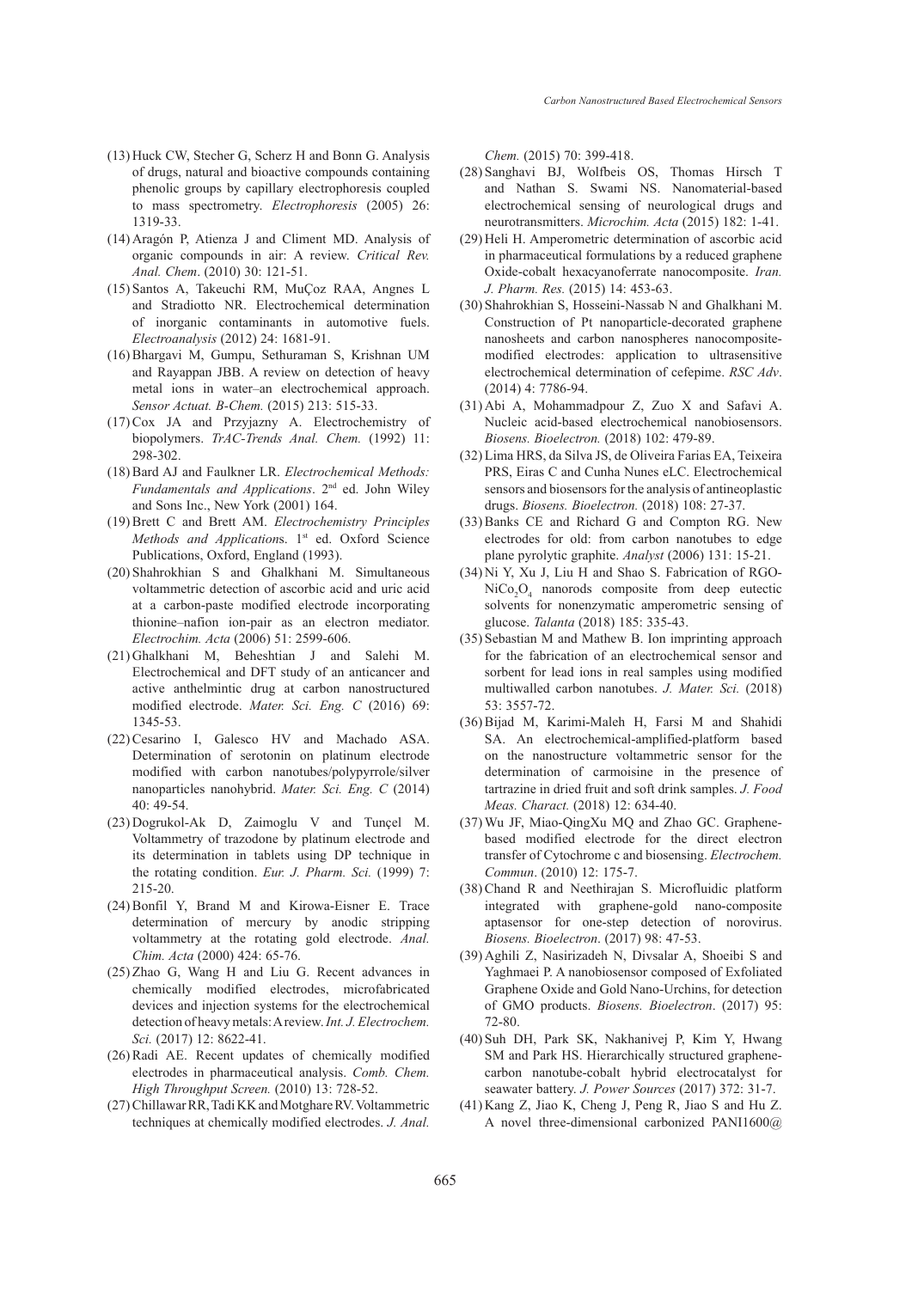(13) Huck CW, Stecher G, Scherz H and Bonn G. Analysis of drugs, natural and bioactive compounds containing phenolic groups by capillary electrophoresis coupled to mass spectrometry. *Electrophoresis* (2005) 26: 1319-33.

(14) Aragón P, Atienza J and Climent MD. Analysis of organic compounds in air: A review. *Critical Rev. Anal. Chem*. (2010) 30: 121-51.

(15) Santos A, Takeuchi RM, MuÇoz RAA, Angnes L and Stradiotto NR. Electrochemical determination of inorganic contaminants in automotive fuels. *Electroanalysis* (2012) 24: 1681-91.

(16) Bhargavi M, Gumpu, Sethuraman S, Krishnan UM and Rayappan JBB. A review on detection of heavy metal ions in water–an electrochemical approach. *Sensor Actuat. B-Chem.* (2015) 213: 515-33.

(17) Cox JA and Przyjazny A. Electrochemistry of biopolymers. *TrAC-Trends Anal. Chem.* (1992) 11: 298-302.

(18) Bard AJ and Faulkner LR. *Electrochemical Methods: Fundamentals and Applications*. 2[nd] ed. John Wiley and Sons Inc., New York (2001) 164.

(19) Brett C and Brett AM. *Electrochemistry Principles Methods and Applications*. 1[st] ed. Oxford Science Publications, Oxford, England (1993).

(20) Shahrokhian S and Ghalkhani M. Simultaneous voltammetric detection of ascorbic acid and uric acid at a carbon-paste modified electrode incorporating thionine–nafion ion-pair as an electron mediator. *Electrochim. Acta* (2006) 51: 2599-606.

(21) Ghalkhani M, Beheshtian J and Salehi M. Electrochemical and DFT study of an anticancer and active anthelmintic drug at carbon nanostructured modified electrode. *Mater. Sci. Eng. C* (2016) 69: 1345-53.

(22) Cesarino I, Galesco HV and Machado ASA. Determination of serotonin on platinum electrode modified with carbon nanotubes/polypyrrole/silver nanoparticles nanohybrid. *Mater. Sci. Eng. C* (2014) 40: 49-54.

(23) Dogrukol-Ak D, Zaimoglu V and Tunçel M. Voltammetry of trazodone by platinum electrode and its determination in tablets using DP technique in the rotating condition. *Eur. J. Pharm. Sci.* (1999) 7: 215-20.

(24) Bonfil Y, Brand M and Kirowa-Eisner E. Trace determination of mercury by anodic stripping voltammetry at the rotating gold electrode. *Anal. Chim. Acta* (2000) 424: 65-76.

(25) Zhao G, Wang H and Liu G. Recent advances in chemically modified electrodes, microfabricated devices and injection systems for the electrochemical detection of heavy metals: A review. *Int. J. Electrochem. Sci.* (2017) 12: 8622-41.

(26) Radi AE. Recent updates of chemically modified electrodes in pharmaceutical analysis. *Comb. Chem. High Throughput Screen.* (2010) 13: 728-52.

(27) Chillawar RR, Tadi KK and Motghare RV. Voltammetric techniques at chemically modified electrodes. *J. Anal. Chem.* (2015) 70: 399-418.

(28) Sanghavi BJ, Wolfbeis OS, Thomas Hirsch T and Nathan S. Swami NS. Nanomaterial-based electrochemical sensing of neurological drugs and neurotransmitters. *Microchim. Acta* (2015) 182: 1-41.

(29) Heli H. Amperometric determination of ascorbic acid in pharmaceutical formulations by a reduced graphene Oxide-cobalt hexacyanoferrate nanocomposite. *Iran. J. Pharm. Res.* (2015) 14: 453-63.

(30) Shahrokhian S, Hosseini-Nassab N and Ghalkhani M. Construction of Pt nanoparticle-decorated graphene nanosheets and carbon nanospheres nanocomposite-modified electrodes: application to ultrasensitive electrochemical determination of cefepime. *RSC Adv*. (2014) 4: 7786-94.

(31) Abi A, Mohammadpour Z, Zuo X and Safavi A. Nucleic acid-based electrochemical nanobiosensors. *Biosens. Bioelectron.* (2018) 102: 479-89.

(32) Lima HRS, da Silva JS, de Oliveira Farias EA, Teixeira PRS, Eiras C and Cunha Nunes eLC. Electrochemical sensors and biosensors for the analysis of antineoplastic drugs. *Biosens. Bioelectron.* (2018) 108: 27-37.

(33) Banks CE and Richard G and Compton RG. New electrodes for old: from carbon nanotubes to edge plane pyrolytic graphite. *Analyst* (2006) 131: 15-21.

(34) Ni Y, Xu J, Liu H and Shao S. Fabrication of RGO-$NiCo_2O_4$ nanorods composite from deep eutectic solvents for nonenzymatic amperometric sensing of glucose. *Talanta* (2018) 185: 335-43.

(35) Sebastian M and Mathew B. Ion imprinting approach for the fabrication of an electrochemical sensor and sorbent for lead ions in real samples using modified multiwalled carbon nanotubes. *J. Mater. Sci.* (2018) 53: 3557-72.

(36) Bijad M, Karimi-Maleh H, Farsi M and Shahidi SA. An electrochemical-amplified-platform based on the nanostructure voltammetric sensor for the determination of carmoisine in the presence of tartrazine in dried fruit and soft drink samples. *J. Food Meas. Charact.* (2018) 12: 634-40.

(37) Wu JF, Miao-QingXu MQ and Zhao GC. Graphene-based modified electrode for the direct electron transfer of Cytochrome c and biosensing. *Electrochem. Commun*. (2010) 12: 175-7.

(38) Chand R and Neethirajan S. Microfluidic platform integrated with graphene-gold nano-composite aptasensor for one-step detection of norovirus. *Biosens. Bioelectron*. (2017) 98: 47-53.

(39) Aghili Z, Nasirizadeh N, Divsalar A, Shoeibi S and Yaghmaei P. A nanobiosensor composed of Exfoliated Graphene Oxide and Gold Nano-Urchins, for detection of GMO products. *Biosens. Bioelectron*. (2017) 95: 72-80.

(40) Suh DH, Park SK, Nakhanivej P, Kim Y, Hwang SM and Park HS. Hierarchically structured graphene-carbon nanotube-cobalt hybrid electrocatalyst for seawater battery. *J. Power Sources* (2017) 372: 31-7.

(41) Kang Z, Jiao K, Cheng J, Peng R, Jiao S and Hu Z. A novel three-dimensional carbonized PANI1600@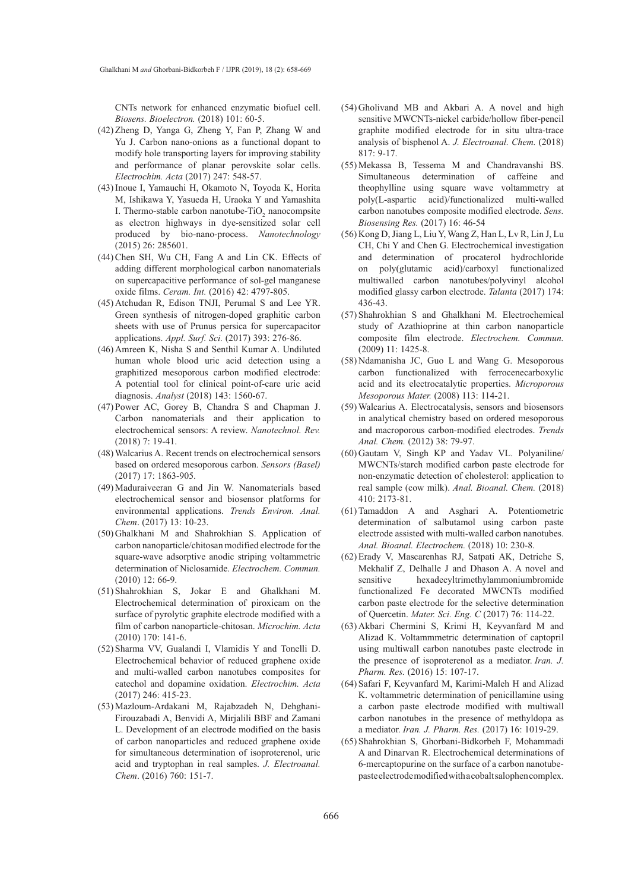CNTs network for enhanced enzymatic biofuel cell. *Biosens. Bioelectron.* (2018) 101: 60-5.

(42) Zheng D, Yanga G, Zheng Y, Fan P, Zhang W and Yu J. Carbon nano-onions as a functional dopant to modify hole transporting layers for improving stability and performance of planar perovskite solar cells. *Electrochim. Acta* (2017) 247: 548-57.

(43) Inoue I, Yamauchi H, Okamoto N, Toyoda K, Horita M, Ishikawa Y, Yasueda H, Uraoka Y and Yamashita I. Thermo-stable carbon nanotube-$TiO_2$ nanocompsite as electron highways in dye-sensitized solar cell produced by bio-nano-process. *Nanotechnology* (2015) 26: 285601.

(44) Chen SH, Wu CH, Fang A and Lin CK. Effects of adding different morphological carbon nanomaterials on supercapacitive performance of sol-gel manganese oxide films. *Ceram. Int.* (2016) 42: 4797-805.

(45) Atchudan R, Edison TNJI, Perumal S and Lee YR. Green synthesis of nitrogen-doped graphitic carbon sheets with use of Prunus persica for supercapacitor applications. *Appl. Surf. Sci.* (2017) 393: 276-86.

(46) Amreen K, Nisha S and Senthil Kumar A. Undiluted human whole blood uric acid detection using a graphitized mesoporous carbon modified electrode: A potential tool for clinical point-of-care uric acid diagnosis. *Analyst* (2018) 143: 1560-67.

(47) Power AC, Gorey B, Chandra S and Chapman J. Carbon nanomaterials and their application to electrochemical sensors: A review. *Nanotechnol. Rev.* (2018) 7: 19-41.

(48) Walcarius A. Recent trends on electrochemical sensors based on ordered mesoporous carbon. *Sensors (Basel)* (2017) 17: 1863-905.

(49) Maduraiveeran G and Jin W. Nanomaterials based electrochemical sensor and biosensor platforms for environmental applications. *Trends Environ. Anal. Chem*. (2017) 13: 10-23.

(50) Ghalkhani M and Shahrokhian S. Application of carbon nanoparticle/chitosan modified electrode for the square-wave adsorptive anodic striping voltammetric determination of Niclosamide. *Electrochem. Commun.* (2010) 12: 66-9.

(51) Shahrokhian S, Jokar E and Ghalkhani M. Electrochemical determination of piroxicam on the surface of pyrolytic graphite electrode modified with a film of carbon nanoparticle-chitosan. *Microchim. Acta* (2010) 170: 141-6.

(52) Sharma VV, Gualandi I, Vlamidis Y and Tonelli D. Electrochemical behavior of reduced graphene oxide and multi-walled carbon nanotubes composites for catechol and dopamine oxidation. *Electrochim. Acta* (2017) 246: 415-23.

(53) Mazloum-Ardakani M, Rajabzadeh N, Dehghani-Firouzabadi A, Benvidi A, Mirjalili BBF and Zamani L. Development of an electrode modified on the basis of carbon nanoparticles and reduced graphene oxide for simultaneous determination of isoproterenol, uric acid and tryptophan in real samples. *J. Electroanal. Chem*. (2016) 760: 151-7.

(54) Gholivand MB and Akbari A. A novel and high sensitive MWCNTs-nickel carbide/hollow fiber-pencil graphite modified electrode for in situ ultra-trace analysis of bisphenol A. *J. Electroanal. Chem.* (2018) 817: 9-17.

(55) Mekassa B, Tessema M and Chandravanshi BS. Simultaneous determination of caffeine and theophylline using square wave voltammetry at poly(L-aspartic acid)/functionalized multi-walled carbon nanotubes composite modified electrode. *Sens. Biosensing Res.* (2017) 16: 46-54

(56) Kong D, Jiang L, Liu Y, Wang Z, Han L, Lv R, Lin J, Lu CH, Chi Y and Chen G. Electrochemical investigation and determination of procaterol hydrochloride on poly(glutamic acid)/carboxyl functionalized multiwalled carbon nanotubes/polyvinyl alcohol modified glassy carbon electrode. *Talanta* (2017) 174: 436-43.

(57) Shahrokhian S and Ghalkhani M. Electrochemical study of Azathioprine at thin carbon nanoparticle composite film electrode. *Electrochem. Commun.* (2009) 11: 1425-8.

(58) Ndamanisha JC, Guo L and Wang G. Mesoporous carbon functionalized with ferrocenecarboxylic acid and its electrocatalytic properties. *Microporous Mesoporous Mater.* (2008) 113: 114-21.

(59) Walcarius A. Electrocatalysis, sensors and biosensors in analytical chemistry based on ordered mesoporous and macroporous carbon-modified electrodes. *Trends Anal. Chem.* (2012) 38: 79-97.

(60) Gautam V, Singh KP and Yadav VL. Polyaniline/MWCNTs/starch modified carbon paste electrode for non-enzymatic detection of cholesterol: application to real sample (cow milk). *Anal. Bioanal. Chem.* (2018) 410: 2173-81.

(61) Tamaddon A and Asghari A. Potentiometric determination of salbutamol using carbon paste electrode assisted with multi-walled carbon nanotubes. *Anal. Bioanal. Electrochem.* (2018) 10: 230-8.

(62) Erady V, Mascarenhas RJ, Satpati AK, Detriche S, Mekhalif Z, Delhalle J and Dhason A. A novel and sensitive hexadecyltrimethylammoniumbromide functionalized Fe decorated MWCNTs modified carbon paste electrode for the selective determination of Quercetin. *Mater. Sci. Eng. C* (2017) 76: 114-22.

(63) Akbari Chermini S, Krimi H, Keyvanfard M and Alizad K. Voltammmetric determination of captopril using multiwall carbon nanotubes paste electrode in the presence of isoproterenol as a mediator. *Iran. J. Pharm. Res.* (2016) 15: 107-17.

(64) Safari F, Keyvanfard M, Karimi-Maleh H and Alizad K. voltammetric determination of penicillamine using a carbon paste electrode modified with multiwall carbon nanotubes in the presence of methyldopa as a mediator. *Iran. J. Pharm. Res.* (2017) 16: 1019-29.

(65) Shahrokhian S, Ghorbani-Bidkorbeh F, Mohammadi A and Dinarvan R. Electrochemical determinations of 6-mercaptopurine on the surface of a carbon nanotube-paste electrode modified with a cobalt salophen complex.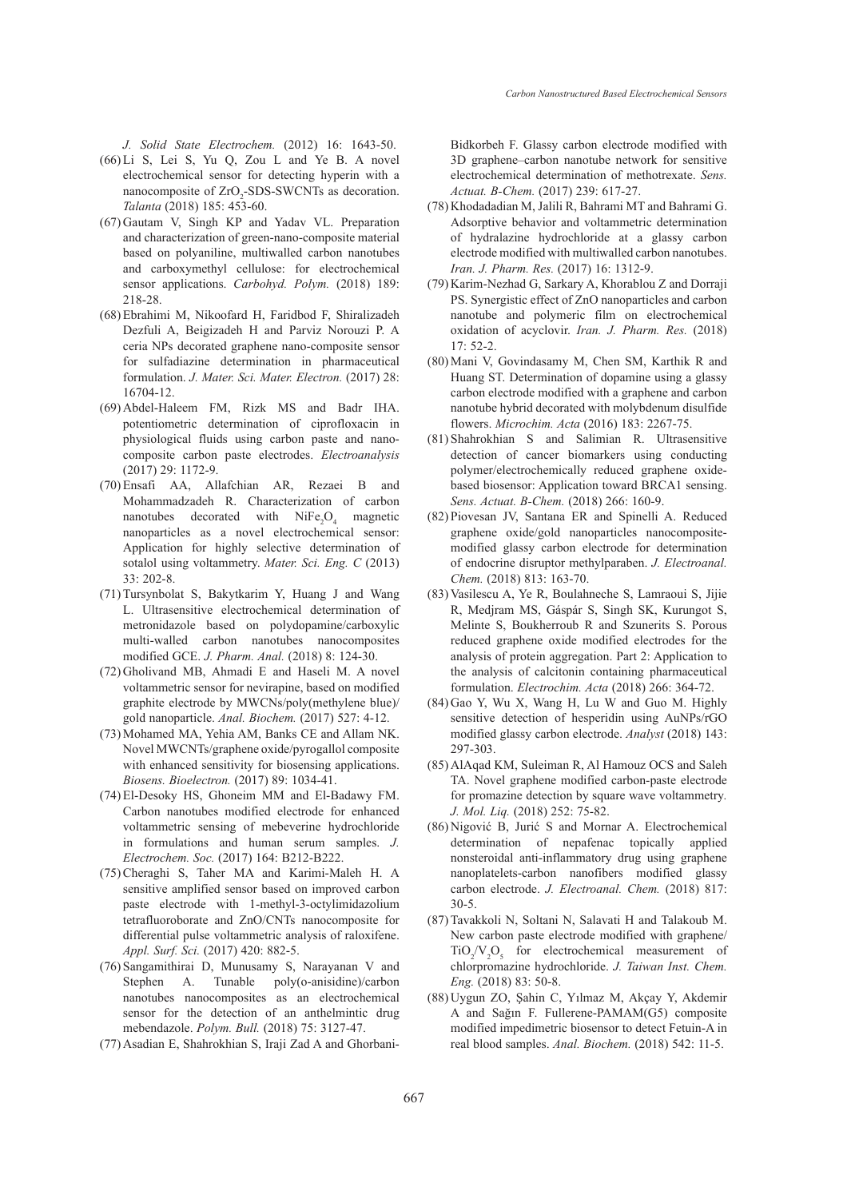*J. Solid State Electrochem.* (2012) 16: 1643-50.

(66) Li S, Lei S, Yu Q, Zou L and Ye B. A novel electrochemical sensor for detecting hyperin with a nanocomposite of $ZrO_2$-SDS-SWCNTs as decoration. *Talanta* (2018) 185: 453-60.

(67) Gautam V, Singh KP and Yadav VL. Preparation and characterization of green-nano-composite material based on polyaniline, multiwalled carbon nanotubes and carboxymethyl cellulose: for electrochemical sensor applications. *Carbohyd. Polym.* (2018) 189: 218-28.

(68) Ebrahimi M, Nikoofard H, Faridbod F, Shiralizadeh Dezfuli A, Beigizadeh H and Parviz Norouzi P. A ceria NPs decorated graphene nano-composite sensor for sulfadiazine determination in pharmaceutical formulation. *J. Mater. Sci. Mater. Electron.* (2017) 28: 16704-12.

(69) Abdel-Haleem FM, Rizk MS and Badr IHA. potentiometric determination of ciprofloxacin in physiological fluids using carbon paste and nano-composite carbon paste electrodes. *Electroanalysis* (2017) 29: 1172-9.

(70) Ensafi AA, Allafchian AR, Rezaei B and Mohammadzadeh R. Characterization of carbon nanotubes decorated with $NiFe_2O_4$ magnetic nanoparticles as a novel electrochemical sensor: Application for highly selective determination of sotalol using voltammetry. *Mater. Sci. Eng. C* (2013) 33: 202-8.

(71) Tursynbolat S, Bakytkarim Y, Huang J and Wang L. Ultrasensitive electrochemical determination of metronidazole based on polydopamine/carboxylic multi-walled carbon nanotubes nanocomposites modified GCE. *J. Pharm. Anal.* (2018) 8: 124-30.

(72) Gholivand MB, Ahmadi E and Haseli M. A novel voltammetric sensor for nevirapine, based on modified graphite electrode by MWCNs/poly(methylene blue)/gold nanoparticle. *Anal. Biochem.* (2017) 527: 4-12.

(73) Mohamed MA, Yehia AM, Banks CE and Allam NK. Novel MWCNTs/graphene oxide/pyrogallol composite with enhanced sensitivity for biosensing applications. *Biosens. Bioelectron.* (2017) 89: 1034-41.

(74) El-Desoky HS, Ghoneim MM and El-Badawy FM. Carbon nanotubes modified electrode for enhanced voltammetric sensing of mebeverine hydrochloride in formulations and human serum samples. *J. Electrochem. Soc.* (2017) 164: B212-B222.

(75) Cheraghi S, Taher MA and Karimi-Maleh H. A sensitive amplified sensor based on improved carbon paste electrode with 1-methyl-3-octylimidazolium tetrafluoroborate and ZnO/CNTs nanocomposite for differential pulse voltammetric analysis of raloxifene. *Appl. Surf. Sci.* (2017) 420: 882-5.

(76) Sangamithirai D, Munusamy S, Narayanan V and Stephen A. Tunable poly(o-anisidine)/carbon nanotubes nanocomposites as an electrochemical sensor for the detection of an anthelmintic drug mebendazole. *Polym. Bull.* (2018) 75: 3127-47.

(77) Asadian E, Shahrokhian S, Iraji Zad A and Ghorbani-Bidkorbeh F. Glassy carbon electrode modified with 3D graphene–carbon nanotube network for sensitive electrochemical determination of methotrexate. *Sens. Actuat. B-Chem.* (2017) 239: 617-27.

(78) Khodadadian M, Jalili R, Bahrami MT and Bahrami G. Adsorptive behavior and voltammetric determination of hydralazine hydrochloride at a glassy carbon electrode modified with multiwalled carbon nanotubes. *Iran. J. Pharm. Res.* (2017) 16: 1312-9.

(79) Karim-Nezhad G, Sarkary A, Khorablou Z and Dorraji PS. Synergistic effect of ZnO nanoparticles and carbon nanotube and polymeric film on electrochemical oxidation of acyclovir. *Iran. J. Pharm. Res.* (2018) 17: 52-2.

(80) Mani V, Govindasamy M, Chen SM, Karthik R and Huang ST. Determination of dopamine using a glassy carbon electrode modified with a graphene and carbon nanotube hybrid decorated with molybdenum disulfide flowers. *Microchim. Acta* (2016) 183: 2267-75.

(81) Shahrokhian S and Salimian R. Ultrasensitive detection of cancer biomarkers using conducting polymer/electrochemically reduced graphene oxide-based biosensor: Application toward BRCA1 sensing. *Sens. Actuat. B-Chem.* (2018) 266: 160-9.

(82) Piovesan JV, Santana ER and Spinelli A. Reduced graphene oxide/gold nanoparticles nanocomposite-modified glassy carbon electrode for determination of endocrine disruptor methylparaben. *J. Electroanal. Chem.* (2018) 813: 163-70.

(83) Vasilescu A, Ye R, Boulahneche S, Lamraoui S, Jijie R, Medjram MS, Gáspár S, Singh SK, Kurungot S, Melinte S, Boukherroub R and Szunerits S. Porous reduced graphene oxide modified electrodes for the analysis of protein aggregation. Part 2: Application to the analysis of calcitonin containing pharmaceutical formulation. *Electrochim. Acta* (2018) 266: 364-72.

(84) Gao Y, Wu X, Wang H, Lu W and Guo M. Highly sensitive detection of hesperidin using AuNPs/rGO modified glassy carbon electrode. *Analyst* (2018) 143: 297-303.

(85) AlAqad KM, Suleiman R, Al Hamouz OCS and Saleh TA. Novel graphene modified carbon-paste electrode for promazine detection by square wave voltammetry. *J. Mol. Liq.* (2018) 252: 75-82.

(86) Nigović B, Jurić S and Mornar A. Electrochemical determination of nepafenac topically applied nonsteroidal anti-inflammatory drug using graphene nanoplatelets-carbon nanofibers modified glassy carbon electrode. *J. Electroanal. Chem.* (2018) 817: 30-5.

(87) Tavakkoli N, Soltani N, Salavati H and Talakoub M. New carbon paste electrode modified with graphene/$TiO_2/V_2O_5$ for electrochemical measurement of chlorpromazine hydrochloride. *J. Taiwan Inst. Chem. Eng.* (2018) 83: 50-8.

(88) Uygun ZO, Şahin C, Yılmaz M, Akçay Y, Akdemir A and Sağın F. Fullerene-PAMAM(G5) composite modified impedimetric biosensor to detect Fetuin-A in real blood samples. *Anal. Biochem.* (2018) 542: 11-5.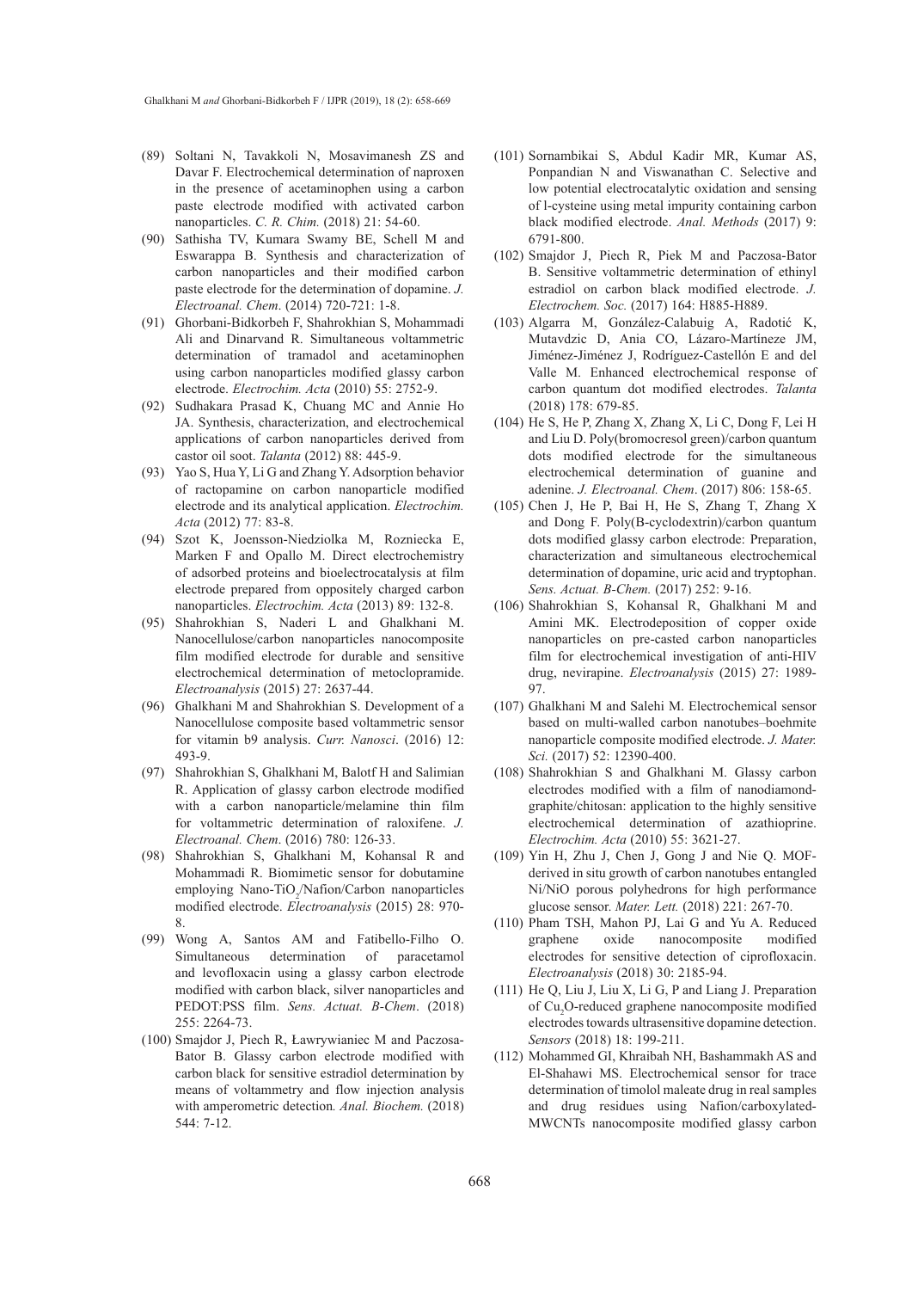(89) Soltani N, Tavakkoli N, Mosavimanesh ZS and Davar F. Electrochemical determination of naproxen in the presence of acetaminophen using a carbon paste electrode modified with activated carbon nanoparticles. *C. R. Chim.* (2018) 21: 54-60.

(90) Sathisha TV, Kumara Swamy BE, Schell M and Eswarappa B. Synthesis and characterization of carbon nanoparticles and their modified carbon paste electrode for the determination of dopamine. *J. Electroanal. Chem*. (2014) 720-721: 1-8.

(91) Ghorbani-Bidkorbeh F, Shahrokhian S, Mohammadi Ali and Dinarvand R. Simultaneous voltammetric determination of tramadol and acetaminophen using carbon nanoparticles modified glassy carbon electrode. *Electrochim. Acta* (2010) 55: 2752-9.

(92) Sudhakara Prasad K, Chuang MC and Annie Ho JA. Synthesis, characterization, and electrochemical applications of carbon nanoparticles derived from castor oil soot. *Talanta* (2012) 88: 445-9.

(93) Yao S, Hua Y, Li G and Zhang Y. Adsorption behavior of ractopamine on carbon nanoparticle modified electrode and its analytical application. *Electrochim. Acta* (2012) 77: 83-8.

(94) Szot K, Joensson-Niedziolka M, Rozniecka E, Marken F and Opallo M. Direct electrochemistry of adsorbed proteins and bioelectrocatalysis at film electrode prepared from oppositely charged carbon nanoparticles. *Electrochim. Acta* (2013) 89: 132-8.

(95) Shahrokhian S, Naderi L and Ghalkhani M. Nanocellulose/carbon nanoparticles nanocomposite film modified electrode for durable and sensitive electrochemical determination of metoclopramide. *Electroanalysis* (2015) 27: 2637-44.

(96) Ghalkhani M and Shahrokhian S. Development of a Nanocellulose composite based voltammetric sensor for vitamin b9 analysis. *Curr. Nanosci*. (2016) 12: 493-9.

(97) Shahrokhian S, Ghalkhani M, Balotf H and Salimian R. Application of glassy carbon electrode modified with a carbon nanoparticle/melamine thin film for voltammetric determination of raloxifene. *J. Electroanal. Chem*. (2016) 780: 126-33.

(98) Shahrokhian S, Ghalkhani M, Kohansal R and Mohammadi R. Biomimetic sensor for dobutamine employing Nano-$TiO_2$/Nafion/Carbon nanoparticles modified electrode. *Electroanalysis* (2015) 28: 970-8.

(99) Wong A, Santos AM and Fatibello-Filho O. Simultaneous determination of paracetamol and levofloxacin using a glassy carbon electrode modified with carbon black, silver nanoparticles and PEDOT:PSS film. *Sens. Actuat. B-Chem*. (2018) 255: 2264-73.

(100) Smajdor J, Piech R, Ławrywianiec M and Paczosa-Bator B. Glassy carbon electrode modified with carbon black for sensitive estradiol determination by means of voltammetry and flow injection analysis with amperometric detection*. Anal. Biochem.* (2018) 544: 7-12.

(101) Sornambikai S, Abdul Kadir MR, Kumar AS, Ponpandian N and Viswanathan C. Selective and low potential electrocatalytic oxidation and sensing of l-cysteine using metal impurity containing carbon black modified electrode. *Anal. Methods* (2017) 9: 6791-800.

(102) Smajdor J, Piech R, Piek M and Paczosa-Bator B. Sensitive voltammetric determination of ethinyl estradiol on carbon black modified electrode. *J. Electrochem. Soc.* (2017) 164: H885-H889.

(103) Algarra M, González-Calabuig A, Radotić K, Mutavdzic D, Ania CO, Lázaro-Martíneze JM, Jiménez-Jiménez J, Rodríguez-Castellón E and del Valle M. Enhanced electrochemical response of carbon quantum dot modified electrodes. *Talanta* (2018) 178: 679-85.

(104) He S, He P, Zhang X, Zhang X, Li C, Dong F, Lei H and Liu D. Poly(bromocresol green)/carbon quantum dots modified electrode for the simultaneous electrochemical determination of guanine and adenine. *J. Electroanal. Chem*. (2017) 806: 158-65.

(105) Chen J, He P, Bai H, He S, Zhang T, Zhang X and Dong F. Poly(Β-cyclodextrin)/carbon quantum dots modified glassy carbon electrode: Preparation, characterization and simultaneous electrochemical determination of dopamine, uric acid and tryptophan. *Sens. Actuat. B-Chem.* (2017) 252: 9-16.

(106) Shahrokhian S, Kohansal R, Ghalkhani M and Amini MK. Electrodeposition of copper oxide nanoparticles on pre-casted carbon nanoparticles film for electrochemical investigation of anti-HIV drug, nevirapine. *Electroanalysis* (2015) 27: 1989-97.

(107) Ghalkhani M and Salehi M. Electrochemical sensor based on multi-walled carbon nanotubes–boehmite nanoparticle composite modified electrode. *J. Mater. Sci.* (2017) 52: 12390-400.

(108) Shahrokhian S and Ghalkhani M. Glassy carbon electrodes modified with a film of nanodiamond-graphite/chitosan: application to the highly sensitive electrochemical determination of azathioprine. *Electrochim. Acta* (2010) 55: 3621-27.

(109) Yin H, Zhu J, Chen J, Gong J and Nie Q. MOF-derived in situ growth of carbon nanotubes entangled Ni/NiO porous polyhedrons for high performance glucose sensor. *Mater. Lett.* (2018) 221: 267-70.

(110) Pham TSH, Mahon PJ, Lai G and Yu A. Reduced graphene oxide nanocomposite modified electrodes for sensitive detection of ciprofloxacin. *Electroanalysis* (2018) 30: 2185-94.

(111) He Q, Liu J, Liu X, Li G, P and Liang J. Preparation of $Cu_2O$-reduced graphene nanocomposite modified electrodes towards ultrasensitive dopamine detection. *Sensors* (2018) 18: 199-211.

(112) Mohammed GI, Khraibah NH, Bashammakh AS and El-Shahawi MS. Electrochemical sensor for trace determination of timolol maleate drug in real samples and drug residues using Nafion/carboxylated-MWCNTs nanocomposite modified glassy carbon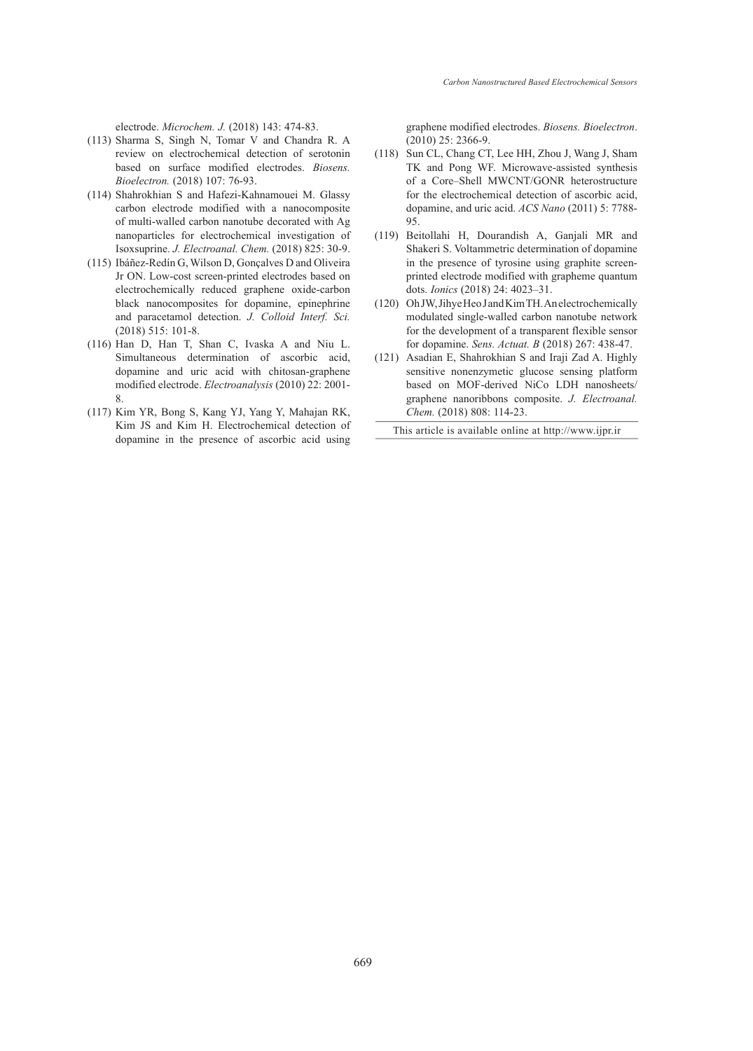electrode. *Microchem. J.* (2018) 143: 474-83.

(113) Sharma S, Singh N, Tomar V and Chandra R. A review on electrochemical detection of serotonin based on surface modified electrodes. *Biosens. Bioelectron.* (2018) 107: 76-93.

(114) Shahrokhian S and Hafezi-Kahnamouei M. Glassy carbon electrode modified with a nanocomposite of multi-walled carbon nanotube decorated with Ag nanoparticles for electrochemical investigation of Isoxsuprine. *J. Electroanal. Chem.* (2018) 825: 30-9.

(115) Ibáñez-Redín G, Wilson D, Gonçalves D and Oliveira Jr ON. Low-cost screen-printed electrodes based on electrochemically reduced graphene oxide-carbon black nanocomposites for dopamine, epinephrine and paracetamol detection. *J. Colloid Interf. Sci.* (2018) 515: 101-8.

(116) Han D, Han T, Shan C, Ivaska A and Niu L. Simultaneous determination of ascorbic acid, dopamine and uric acid with chitosan-graphene modified electrode. *Electroanalysis* (2010) 22: 2001-8.

(117) Kim YR, Bong S, Kang YJ, Yang Y, Mahajan RK, Kim JS and Kim H. Electrochemical detection of dopamine in the presence of ascorbic acid using graphene modified electrodes. *Biosens. Bioelectron*. (2010) 25: 2366-9.

(118) Sun CL, Chang CT, Lee HH, Zhou J, Wang J, Sham TK and Pong WF. Microwave-assisted synthesis of a Core–Shell MWCNT/GONR heterostructure for the electrochemical detection of ascorbic acid, dopamine, and uric acid. *ACS Nano* (2011) 5: 7788-95.

(119) Beitollahi H, Dourandish A, Ganjali MR and Shakeri S. Voltammetric determination of dopamine in the presence of tyrosine using graphite screen-printed electrode modified with grapheme quantum dots. *Ionics* (2018) 24: 4023–31.

(120) Oh JW, Jihye Heo J and Kim TH. An electrochemically modulated single-walled carbon nanotube network for the development of a transparent flexible sensor for dopamine. *Sens. Actuat. B* (2018) 267: 438-47.

(121) Asadian E, Shahrokhian S and Iraji Zad A. Highly sensitive nonenzymetic glucose sensing platform based on MOF-derived NiCo LDH nanosheets/graphene nanoribbons composite. *J. Electroanal. Chem.* (2018) 808: 114-23.

This article is available online at http://www.ijpr.ir